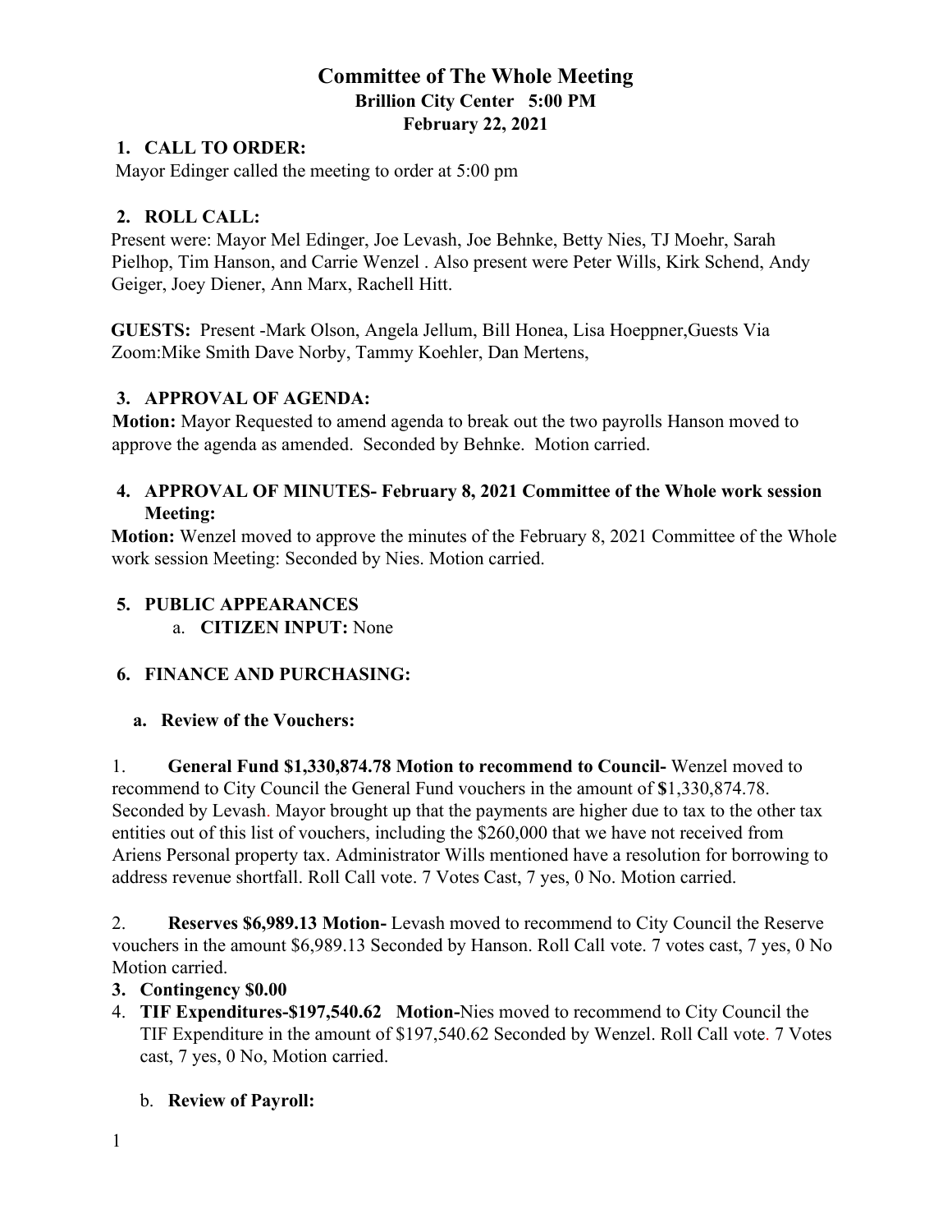# Committee of The Whole Meeting

**Brillion City Center 5:00 PM**

**February 22, 2021**

1. **CALL TO ORDER:**

Mayor Edinger called the meeting to order at 5:00 pm

2. **ROLL CALL:**

Present were: Mayor Mel Edinger, Joe Levash, Joe Behnke, Betty Nies, TJ Moehr, Sarah Pielhop, Tim Hanson, and Carrie Wenzel . Also present were Peter Wills, Kirk Schend, Andy Geiger, Joey Diener, Ann Marx, Rachell Hitt.

**GUESTS:** Present -Mark Olson, Angela Jellum, Bill Honea, Lisa Hoeppner,Guests Via Zoom:Mike Smith Dave Norby, Tammy Koehler, Dan Mertens,

3. **APPROVAL OF AGENDA:**

**Motion:** Mayor Requested to amend agenda to break out the two payrolls Hanson moved to approve the agenda as amended. Seconded by Behnke. Motion carried.

4. **APPROVAL OF MINUTES- February 8, 2021 Committee of the Whole work session Meeting:**

**Motion:** Wenzel moved to approve the minutes of the February 8, 2021 Committee of the Whole work session Meeting: Seconded by Nies. Motion carried.

5. **PUBLIC APPEARANCES**
   a. **CITIZEN INPUT:** None

6. **FINANCE AND PURCHASING:**

   a. **Review of the Vouchers:**

1. **General Fund $1,330,874.78 Motion to recommend to Council-** Wenzel moved to recommend to City Council the General Fund vouchers in the amount of **$**1,330,874.78. Seconded by Levash. Mayor brought up that the payments are higher due to tax to the other tax entities out of this list of vouchers, including the $260,000 that we have not received from Ariens Personal property tax. Administrator Wills mentioned have a resolution for borrowing to address revenue shortfall. Roll Call vote. 7 Votes Cast, 7 yes, 0 No. Motion carried.

2. **Reserves $6,989.13 Motion-** Levash moved to recommend to City Council the Reserve vouchers in the amount $6,989.13 Seconded by Hanson. Roll Call vote. 7 votes cast, 7 yes, 0 No Motion carried.

3. **Contingency $0.00**

4. **TIF Expenditures-$197,540.62 Motion-**Nies moved to recommend to City Council the TIF Expenditure in the amount of $197,540.62 Seconded by Wenzel. Roll Call vote. 7 Votes cast, 7 yes, 0 No, Motion carried.

   b. **Review of Payroll:**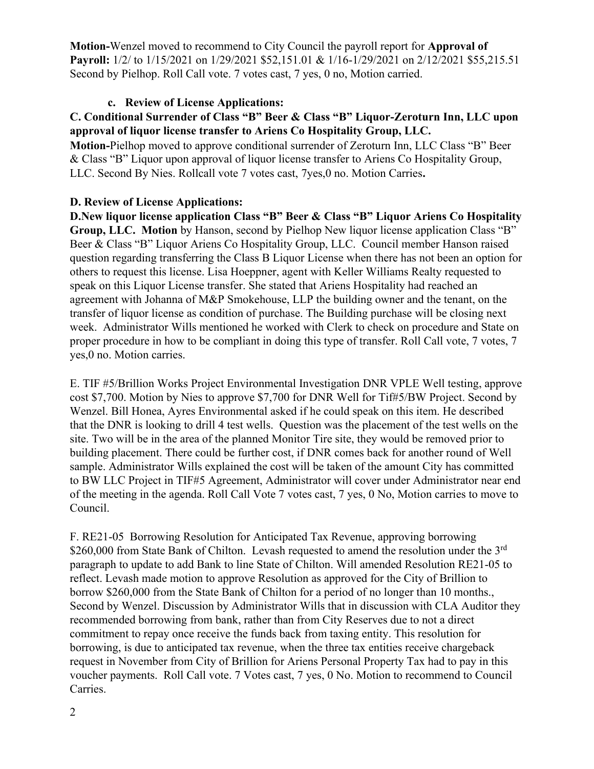**Motion-**Wenzel moved to recommend to City Council the payroll report for **Approval of Payroll:** 1/2/ to 1/15/2021 on 1/29/2021 $52,151.01 & 1/16-1/29/2021 on 2/12/2021 $55,215.51 Second by Pielhop. Roll Call vote. 7 votes cast, 7 yes, 0 no, Motion carried.

**c. Review of License Applications:**

**C. Conditional Surrender of Class "B" Beer & Class "B" Liquor-Zeroturn Inn, LLC upon approval of liquor license transfer to Ariens Co Hospitality Group, LLC.**

**Motion-**Pielhop moved to approve conditional surrender of Zeroturn Inn, LLC Class "B" Beer & Class "B" Liquor upon approval of liquor license transfer to Ariens Co Hospitality Group, LLC. Second By Nies. Rollcall vote 7 votes cast, 7yes,0 no. Motion Carries**.**

**D. Review of License Applications:**

**D.New liquor license application Class "B" Beer & Class "B" Liquor Ariens Co Hospitality Group, LLC. Motion** by Hanson, second by Pielhop New liquor license application Class "B" Beer & Class "B" Liquor Ariens Co Hospitality Group, LLC. Council member Hanson raised question regarding transferring the Class B Liquor License when there has not been an option for others to request this license. Lisa Hoeppner, agent with Keller Williams Realty requested to speak on this Liquor License transfer. She stated that Ariens Hospitality had reached an agreement with Johanna of M&P Smokehouse, LLP the building owner and the tenant, on the transfer of liquor license as condition of purchase. The Building purchase will be closing next week. Administrator Wills mentioned he worked with Clerk to check on procedure and State on proper procedure in how to be compliant in doing this type of transfer. Roll Call vote, 7 votes, 7 yes,0 no. Motion carries.

E. TIF #5/Brillion Works Project Environmental Investigation DNR VPLE Well testing, approve cost $7,700. Motion by Nies to approve $7,700 for DNR Well for Tif#5/BW Project. Second by Wenzel. Bill Honea, Ayres Environmental asked if he could speak on this item. He described that the DNR is looking to drill 4 test wells. Question was the placement of the test wells on the site. Two will be in the area of the planned Monitor Tire site, they would be removed prior to building placement. There could be further cost, if DNR comes back for another round of Well sample. Administrator Wills explained the cost will be taken of the amount City has committed to BW LLC Project in TIF#5 Agreement, Administrator will cover under Administrator near end of the meeting in the agenda. Roll Call Vote 7 votes cast, 7 yes, 0 No, Motion carries to move to Council.

F. RE21-05 Borrowing Resolution for Anticipated Tax Revenue, approving borrowing $260,000 from State Bank of Chilton. Levash requested to amend the resolution under the 3rd paragraph to update to add Bank to line State of Chilton. Will amended Resolution RE21-05 to reflect. Levash made motion to approve Resolution as approved for the City of Brillion to borrow $260,000 from the State Bank of Chilton for a period of no longer than 10 months., Second by Wenzel. Discussion by Administrator Wills that in discussion with CLA Auditor they recommended borrowing from bank, rather than from City Reserves due to not a direct commitment to repay once receive the funds back from taxing entity. This resolution for borrowing, is due to anticipated tax revenue, when the three tax entities receive chargeback request in November from City of Brillion for Ariens Personal Property Tax had to pay in this voucher payments. Roll Call vote. 7 Votes cast, 7 yes, 0 No. Motion to recommend to Council Carries.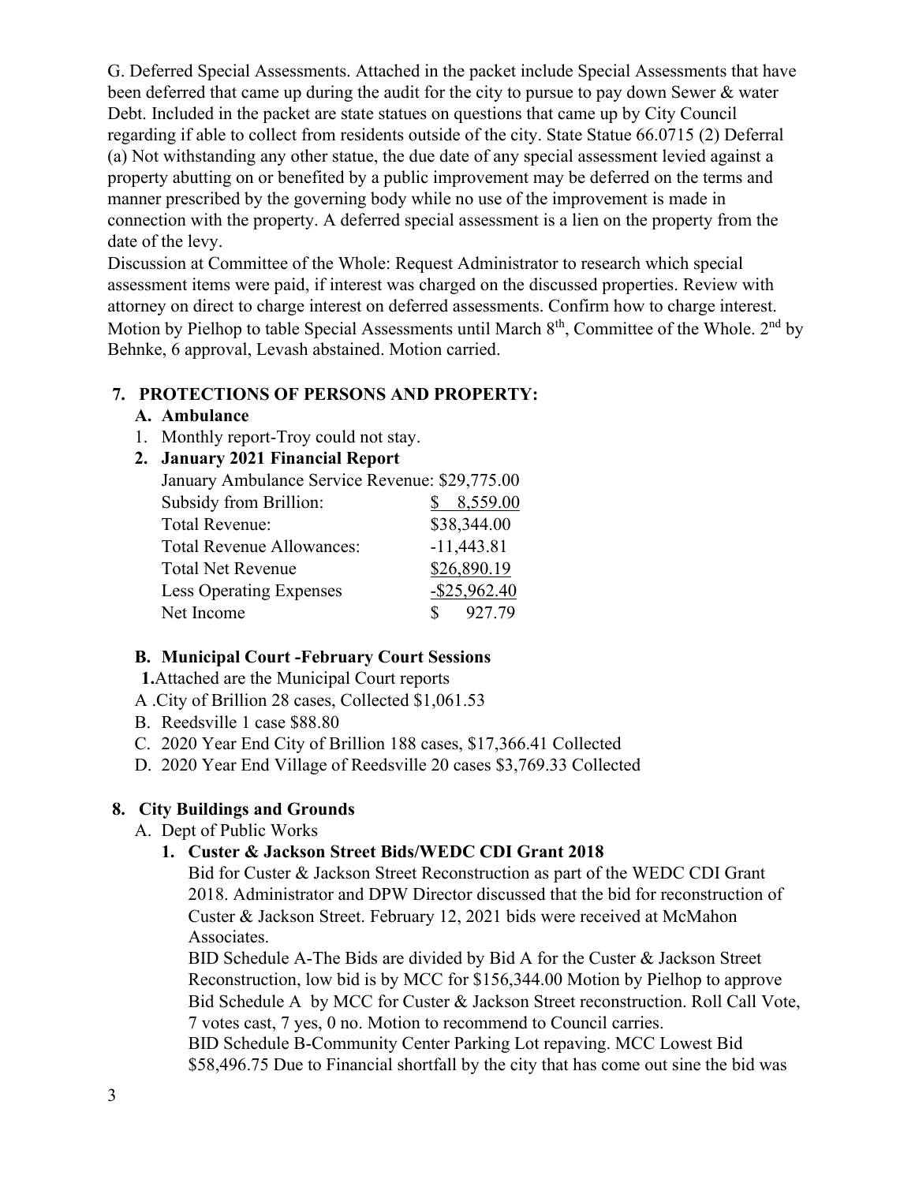G. Deferred Special Assessments. Attached in the packet include Special Assessments that have been deferred that came up during the audit for the city to pursue to pay down Sewer & water Debt. Included in the packet are state statues on questions that came up by City Council regarding if able to collect from residents outside of the city. State Statue 66.0715 (2) Deferral (a) Not withstanding any other statue, the due date of any special assessment levied against a property abutting on or benefited by a public improvement may be deferred on the terms and manner prescribed by the governing body while no use of the improvement is made in connection with the property. A deferred special assessment is a lien on the property from the date of the levy.

Discussion at Committee of the Whole: Request Administrator to research which special assessment items were paid, if interest was charged on the discussed properties. Review with attorney on direct to charge interest on deferred assessments. Confirm how to charge interest. Motion by Pielhop to table Special Assessments until March 8th, Committee of the Whole. 2nd by Behnke, 6 approval, Levash abstained. Motion carried.

## 7. PROTECTIONS OF PERSONS AND PROPERTY:

### A. Ambulance

1. Monthly report-Troy could not stay.
2. **January 2021 Financial Report**

| | |
|---|---|
| January Ambulance Service Revenue: | $29,775.00 |
| Subsidy from Brillion: | $ 8,559.00 |
| Total Revenue: | $38,344.00 |
| Total Revenue Allowances: | -11,443.81 |
| Total Net Revenue | $26,890.19 |
| Less Operating Expenses | -$25,962.40 |
| Net Income | $ 927.79 |

### B. Municipal Court -February Court Sessions

1. Attached are the Municipal Court reports

A. City of Brillion 28 cases, Collected $1,061.53

B. Reedsville 1 case $88.80

C. 2020 Year End City of Brillion 188 cases, $17,366.41 Collected

D. 2020 Year End Village of Reedsville 20 cases $3,769.33 Collected

## 8. City Buildings and Grounds

A. Dept of Public Works

1. **Custer & Jackson Street Bids/WEDC CDI Grant 2018**

Bid for Custer & Jackson Street Reconstruction as part of the WEDC CDI Grant 2018. Administrator and DPW Director discussed that the bid for reconstruction of Custer & Jackson Street. February 12, 2021 bids were received at McMahon Associates.

BID Schedule A-The Bids are divided by Bid A for the Custer & Jackson Street Reconstruction, low bid is by MCC for $156,344.00 Motion by Pielhop to approve Bid Schedule A by MCC for Custer & Jackson Street reconstruction. Roll Call Vote, 7 votes cast, 7 yes, 0 no. Motion to recommend to Council carries.

BID Schedule B-Community Center Parking Lot repaving. MCC Lowest Bid $58,496.75 Due to Financial shortfall by the city that has come out sine the bid was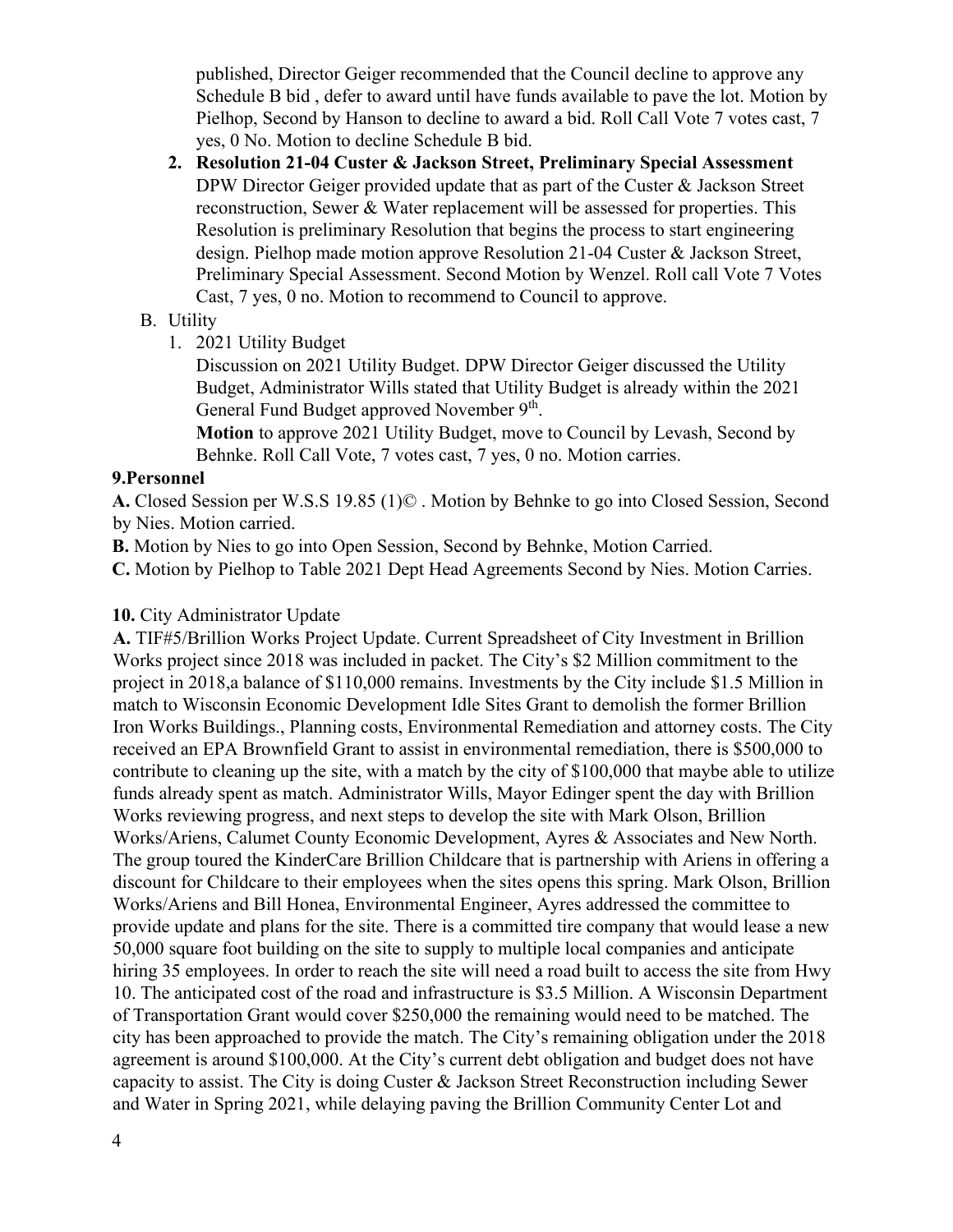published, Director Geiger recommended that the Council decline to approve any Schedule B bid , defer to award until have funds available to pave the lot. Motion by Pielhop, Second by Hanson to decline to award a bid. Roll Call Vote 7 votes cast, 7 yes, 0 No. Motion to decline Schedule B bid.

2. **Resolution 21-04 Custer & Jackson Street, Preliminary Special Assessment** DPW Director Geiger provided update that as part of the Custer & Jackson Street reconstruction, Sewer & Water replacement will be assessed for properties. This Resolution is preliminary Resolution that begins the process to start engineering design. Pielhop made motion approve Resolution 21-04 Custer & Jackson Street, Preliminary Special Assessment. Second Motion by Wenzel. Roll call Vote 7 Votes Cast, 7 yes, 0 no. Motion to recommend to Council to approve.

B. Utility

1. 2021 Utility Budget
   Discussion on 2021 Utility Budget. DPW Director Geiger discussed the Utility Budget, Administrator Wills stated that Utility Budget is already within the 2021 General Fund Budget approved November 9th.
   **Motion** to approve 2021 Utility Budget, move to Council by Levash, Second by Behnke. Roll Call Vote, 7 votes cast, 7 yes, 0 no. Motion carries.

**9.Personnel**

**A.** Closed Session per W.S.S 19.85 (1)© . Motion by Behnke to go into Closed Session, Second by Nies. Motion carried.

**B.** Motion by Nies to go into Open Session, Second by Behnke, Motion Carried.

**C.** Motion by Pielhop to Table 2021 Dept Head Agreements Second by Nies. Motion Carries.

**10.** City Administrator Update

**A.** TIF#5/Brillion Works Project Update. Current Spreadsheet of City Investment in Brillion Works project since 2018 was included in packet. The City's $2 Million commitment to the project in 2018,a balance of $110,000 remains. Investments by the City include $1.5 Million in match to Wisconsin Economic Development Idle Sites Grant to demolish the former Brillion Iron Works Buildings., Planning costs, Environmental Remediation and attorney costs. The City received an EPA Brownfield Grant to assist in environmental remediation, there is $500,000 to contribute to cleaning up the site, with a match by the city of $100,000 that maybe able to utilize funds already spent as match. Administrator Wills, Mayor Edinger spent the day with Brillion Works reviewing progress, and next steps to develop the site with Mark Olson, Brillion Works/Ariens, Calumet County Economic Development, Ayres & Associates and New North. The group toured the KinderCare Brillion Childcare that is partnership with Ariens in offering a discount for Childcare to their employees when the sites opens this spring. Mark Olson, Brillion Works/Ariens and Bill Honea, Environmental Engineer, Ayres addressed the committee to provide update and plans for the site. There is a committed tire company that would lease a new 50,000 square foot building on the site to supply to multiple local companies and anticipate hiring 35 employees. In order to reach the site will need a road built to access the site from Hwy 10. The anticipated cost of the road and infrastructure is $3.5 Million. A Wisconsin Department of Transportation Grant would cover $250,000 the remaining would need to be matched. The city has been approached to provide the match. The City's remaining obligation under the 2018 agreement is around $100,000. At the City's current debt obligation and budget does not have capacity to assist. The City is doing Custer & Jackson Street Reconstruction including Sewer and Water in Spring 2021, while delaying paving the Brillion Community Center Lot and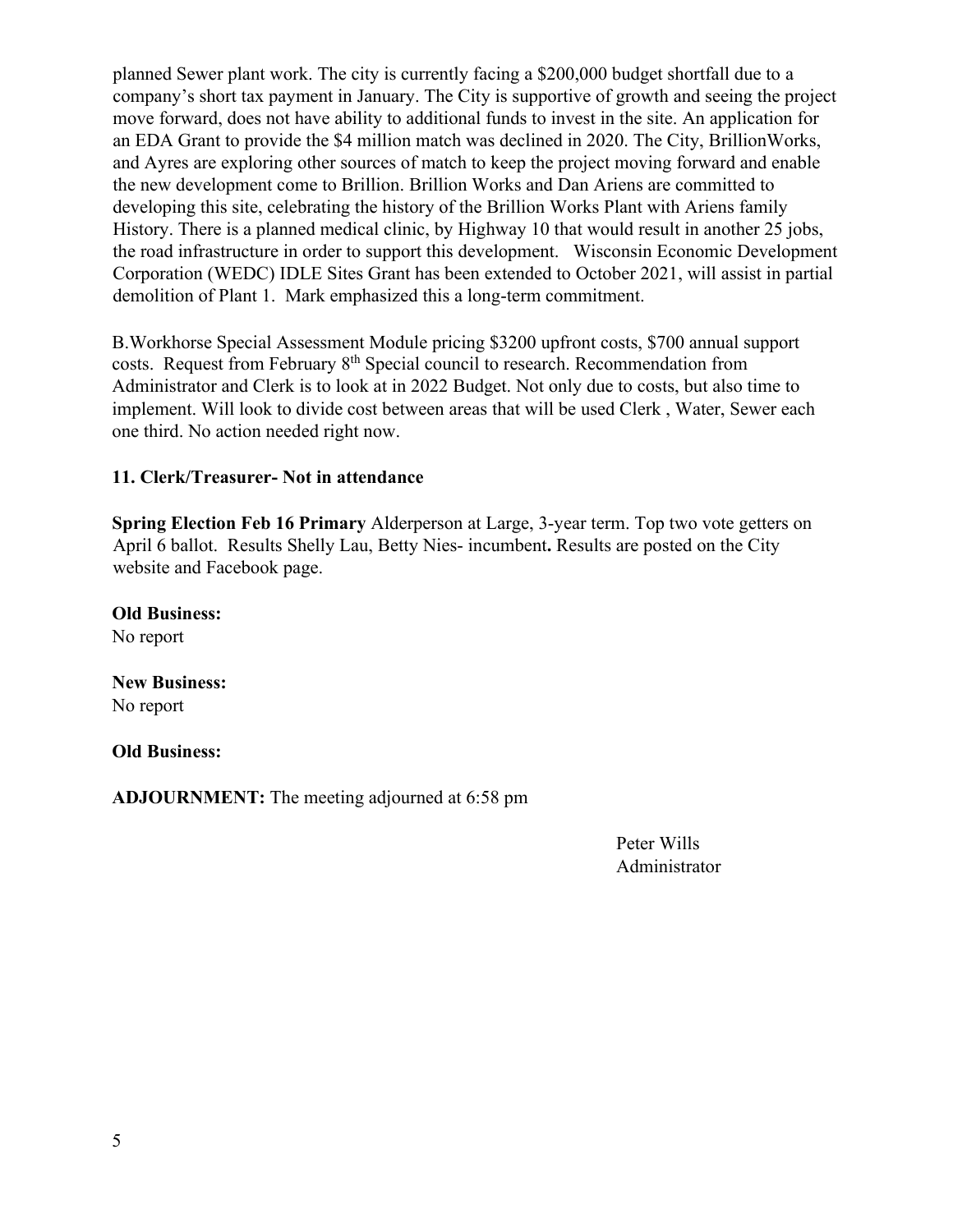planned Sewer plant work. The city is currently facing a $200,000 budget shortfall due to a company's short tax payment in January. The City is supportive of growth and seeing the project move forward, does not have ability to additional funds to invest in the site. An application for an EDA Grant to provide the $4 million match was declined in 2020. The City, BrillionWorks, and Ayres are exploring other sources of match to keep the project moving forward and enable the new development come to Brillion. Brillion Works and Dan Ariens are committed to developing this site, celebrating the history of the Brillion Works Plant with Ariens family History. There is a planned medical clinic, by Highway 10 that would result in another 25 jobs, the road infrastructure in order to support this development. Wisconsin Economic Development Corporation (WEDC) IDLE Sites Grant has been extended to October 2021, will assist in partial demolition of Plant 1. Mark emphasized this a long-term commitment.

B.Workhorse Special Assessment Module pricing $3200 upfront costs, $700 annual support costs. Request from February 8th Special council to research. Recommendation from Administrator and Clerk is to look at in 2022 Budget. Not only due to costs, but also time to implement. Will look to divide cost between areas that will be used Clerk , Water, Sewer each one third. No action needed right now.

**11. Clerk/Treasurer- Not in attendance**

**Spring Election Feb 16 Primary** Alderperson at Large, 3-year term. Top two vote getters on April 6 ballot. Results Shelly Lau, Betty Nies- incumbent**.** Results are posted on the City website and Facebook page.

**Old Business:**
No report

**New Business:**
No report

**Old Business:**

**ADJOURNMENT:** The meeting adjourned at 6:58 pm

Peter Wills
Administrator